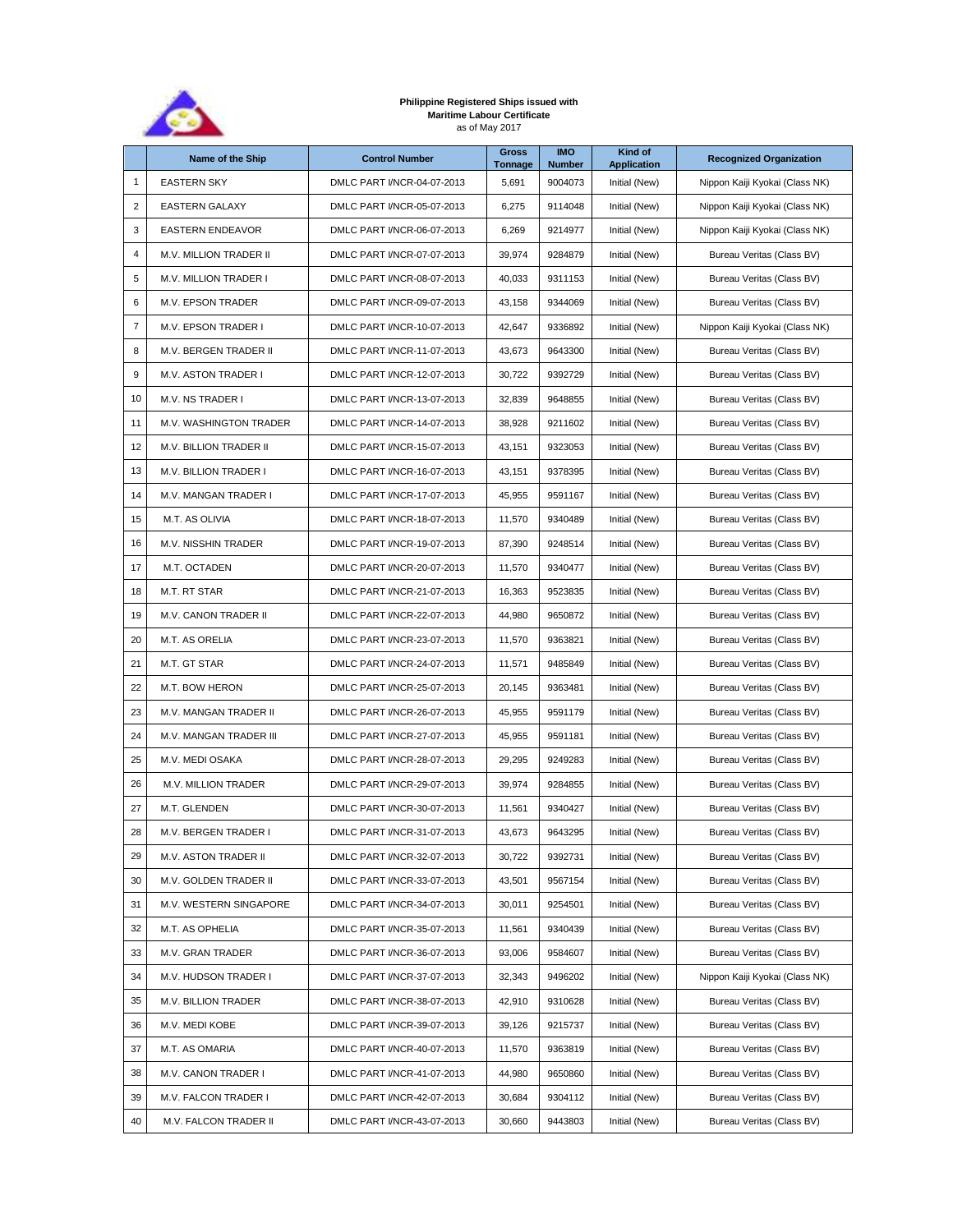**Philippine Registered Ships issued with**
**Maritime Labour Certificate**
as of May 2017

| | Name of the Ship | Control Number | Gross Tonnage | IMO Number | Kind of Application | Recognized Organization |
|---|---|---|---|---|---|---|
| 1 | EASTERN SKY | DMLC PART I/NCR-04-07-2013 | 5,691 | 9004073 | Initial (New) | Nippon Kaiji Kyokai (Class NK) |
| 2 | EASTERN GALAXY | DMLC PART I/NCR-05-07-2013 | 6,275 | 9114048 | Initial (New) | Nippon Kaiji Kyokai (Class NK) |
| 3 | EASTERN ENDEAVOR | DMLC PART I/NCR-06-07-2013 | 6,269 | 9214977 | Initial (New) | Nippon Kaiji Kyokai (Class NK) |
| 4 | M.V. MILLION TRADER II | DMLC PART I/NCR-07-07-2013 | 39,974 | 9284879 | Initial (New) | Bureau Veritas (Class BV) |
| 5 | M.V. MILLION TRADER I | DMLC PART I/NCR-08-07-2013 | 40,033 | 9311153 | Initial (New) | Bureau Veritas (Class BV) |
| 6 | M.V. EPSON TRADER | DMLC PART I/NCR-09-07-2013 | 43,158 | 9344069 | Initial (New) | Bureau Veritas (Class BV) |
| 7 | M.V. EPSON TRADER I | DMLC PART I/NCR-10-07-2013 | 42,647 | 9336892 | Initial (New) | Nippon Kaiji Kyokai (Class NK) |
| 8 | M.V. BERGEN TRADER II | DMLC PART I/NCR-11-07-2013 | 43,673 | 9643300 | Initial (New) | Bureau Veritas (Class BV) |
| 9 | M.V. ASTON TRADER I | DMLC PART I/NCR-12-07-2013 | 30,722 | 9392729 | Initial (New) | Bureau Veritas (Class BV) |
| 10 | M.V. NS TRADER I | DMLC PART I/NCR-13-07-2013 | 32,839 | 9648855 | Initial (New) | Bureau Veritas (Class BV) |
| 11 | M.V. WASHINGTON TRADER | DMLC PART I/NCR-14-07-2013 | 38,928 | 9211602 | Initial (New) | Bureau Veritas (Class BV) |
| 12 | M.V. BILLION TRADER II | DMLC PART I/NCR-15-07-2013 | 43,151 | 9323053 | Initial (New) | Bureau Veritas (Class BV) |
| 13 | M.V. BILLION TRADER I | DMLC PART I/NCR-16-07-2013 | 43,151 | 9378395 | Initial (New) | Bureau Veritas (Class BV) |
| 14 | M.V. MANGAN TRADER I | DMLC PART I/NCR-17-07-2013 | 45,955 | 9591167 | Initial (New) | Bureau Veritas (Class BV) |
| 15 | M.T. AS OLIVIA | DMLC PART I/NCR-18-07-2013 | 11,570 | 9340489 | Initial (New) | Bureau Veritas (Class BV) |
| 16 | M.V. NISSHIN TRADER | DMLC PART I/NCR-19-07-2013 | 87,390 | 9248514 | Initial (New) | Bureau Veritas (Class BV) |
| 17 | M.T. OCTADEN | DMLC PART I/NCR-20-07-2013 | 11,570 | 9340477 | Initial (New) | Bureau Veritas (Class BV) |
| 18 | M.T. RT STAR | DMLC PART I/NCR-21-07-2013 | 16,363 | 9523835 | Initial (New) | Bureau Veritas (Class BV) |
| 19 | M.V. CANON TRADER II | DMLC PART I/NCR-22-07-2013 | 44,980 | 9650872 | Initial (New) | Bureau Veritas (Class BV) |
| 20 | M.T. AS ORELIA | DMLC PART I/NCR-23-07-2013 | 11,570 | 9363821 | Initial (New) | Bureau Veritas (Class BV) |
| 21 | M.T. GT STAR | DMLC PART I/NCR-24-07-2013 | 11,571 | 9485849 | Initial (New) | Bureau Veritas (Class BV) |
| 22 | M.T. BOW HERON | DMLC PART I/NCR-25-07-2013 | 20,145 | 9363481 | Initial (New) | Bureau Veritas (Class BV) |
| 23 | M.V. MANGAN TRADER II | DMLC PART I/NCR-26-07-2013 | 45,955 | 9591179 | Initial (New) | Bureau Veritas (Class BV) |
| 24 | M.V. MANGAN TRADER III | DMLC PART I/NCR-27-07-2013 | 45,955 | 9591181 | Initial (New) | Bureau Veritas (Class BV) |
| 25 | M.V. MEDI OSAKA | DMLC PART I/NCR-28-07-2013 | 29,295 | 9249283 | Initial (New) | Bureau Veritas (Class BV) |
| 26 | M.V. MILLION TRADER | DMLC PART I/NCR-29-07-2013 | 39,974 | 9284855 | Initial (New) | Bureau Veritas (Class BV) |
| 27 | M.T. GLENDEN | DMLC PART I/NCR-30-07-2013 | 11,561 | 9340427 | Initial (New) | Bureau Veritas (Class BV) |
| 28 | M.V. BERGEN TRADER I | DMLC PART I/NCR-31-07-2013 | 43,673 | 9643295 | Initial (New) | Bureau Veritas (Class BV) |
| 29 | M.V. ASTON TRADER II | DMLC PART I/NCR-32-07-2013 | 30,722 | 9392731 | Initial (New) | Bureau Veritas (Class BV) |
| 30 | M.V. GOLDEN TRADER II | DMLC PART I/NCR-33-07-2013 | 43,501 | 9567154 | Initial (New) | Bureau Veritas (Class BV) |
| 31 | M.V. WESTERN SINGAPORE | DMLC PART I/NCR-34-07-2013 | 30,011 | 9254501 | Initial (New) | Bureau Veritas (Class BV) |
| 32 | M.T. AS OPHELIA | DMLC PART I/NCR-35-07-2013 | 11,561 | 9340439 | Initial (New) | Bureau Veritas (Class BV) |
| 33 | M.V. GRAN TRADER | DMLC PART I/NCR-36-07-2013 | 93,006 | 9584607 | Initial (New) | Bureau Veritas (Class BV) |
| 34 | M.V. HUDSON TRADER I | DMLC PART I/NCR-37-07-2013 | 32,343 | 9496202 | Initial (New) | Nippon Kaiji Kyokai (Class NK) |
| 35 | M.V. BILLION TRADER | DMLC PART I/NCR-38-07-2013 | 42,910 | 9310628 | Initial (New) | Bureau Veritas (Class BV) |
| 36 | M.V. MEDI KOBE | DMLC PART I/NCR-39-07-2013 | 39,126 | 9215737 | Initial (New) | Bureau Veritas (Class BV) |
| 37 | M.T. AS OMARIA | DMLC PART I/NCR-40-07-2013 | 11,570 | 9363819 | Initial (New) | Bureau Veritas (Class BV) |
| 38 | M.V. CANON TRADER I | DMLC PART I/NCR-41-07-2013 | 44,980 | 9650860 | Initial (New) | Bureau Veritas (Class BV) |
| 39 | M.V. FALCON TRADER I | DMLC PART I/NCR-42-07-2013 | 30,684 | 9304112 | Initial (New) | Bureau Veritas (Class BV) |
| 40 | M.V. FALCON TRADER II | DMLC PART I/NCR-43-07-2013 | 30,660 | 9443803 | Initial (New) | Bureau Veritas (Class BV) |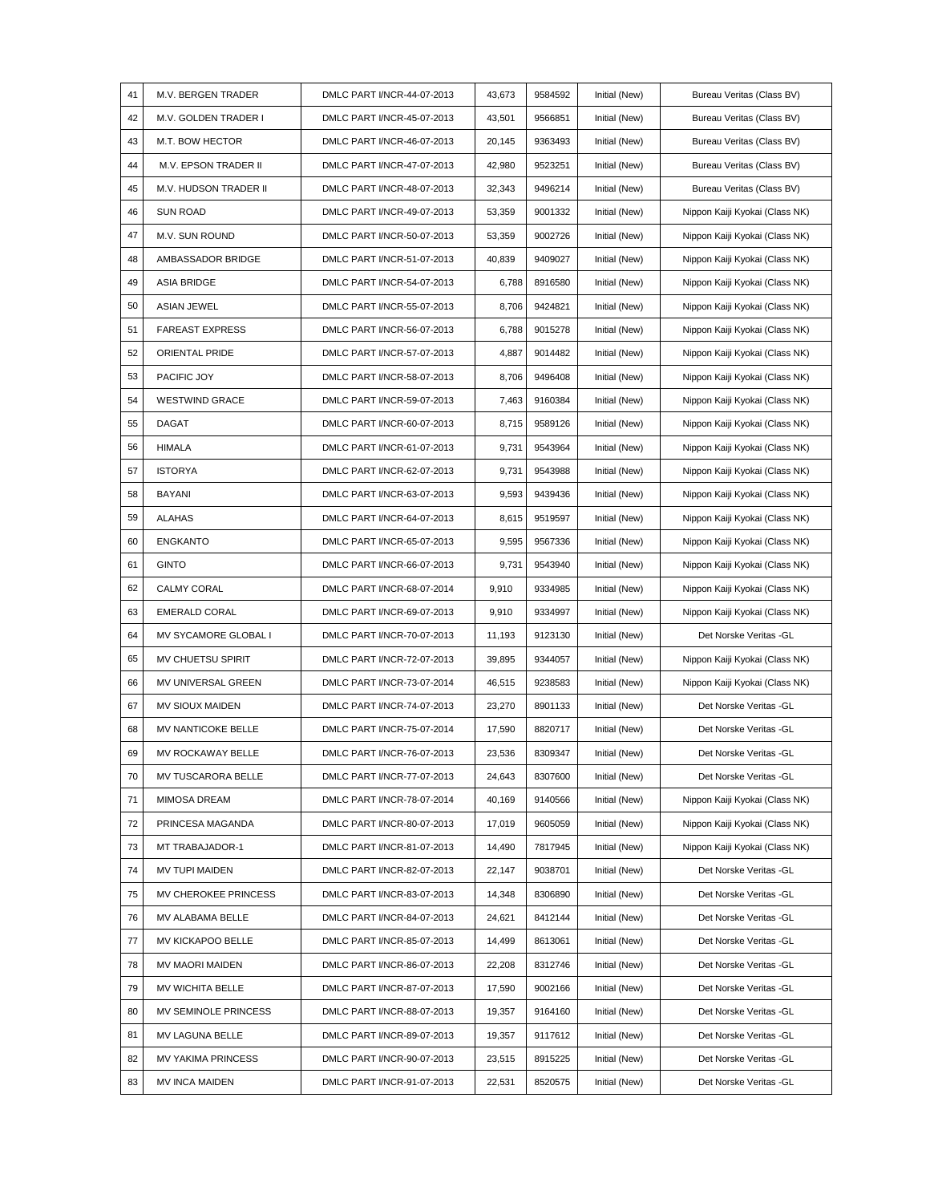| 41 | M.V. BERGEN TRADER | DMLC PART I/NCR-44-07-2013 | 43,673 | 9584592 | Initial (New) | Bureau Veritas (Class BV) |
|---|---|---|---|---|---|---|
| 42 | M.V. GOLDEN TRADER I | DMLC PART I/NCR-45-07-2013 | 43,501 | 9566851 | Initial (New) | Bureau Veritas (Class BV) |
| 43 | M.T. BOW HECTOR | DMLC PART I/NCR-46-07-2013 | 20,145 | 9363493 | Initial (New) | Bureau Veritas (Class BV) |
| 44 | M.V. EPSON TRADER II | DMLC PART I/NCR-47-07-2013 | 42,980 | 9523251 | Initial (New) | Bureau Veritas (Class BV) |
| 45 | M.V. HUDSON TRADER II | DMLC PART I/NCR-48-07-2013 | 32,343 | 9496214 | Initial (New) | Bureau Veritas (Class BV) |
| 46 | SUN ROAD | DMLC PART I/NCR-49-07-2013 | 53,359 | 9001332 | Initial (New) | Nippon Kaiji Kyokai (Class NK) |
| 47 | M.V. SUN ROUND | DMLC PART I/NCR-50-07-2013 | 53,359 | 9002726 | Initial (New) | Nippon Kaiji Kyokai (Class NK) |
| 48 | AMBASSADOR BRIDGE | DMLC PART I/NCR-51-07-2013 | 40,839 | 9409027 | Initial (New) | Nippon Kaiji Kyokai (Class NK) |
| 49 | ASIA BRIDGE | DMLC PART I/NCR-54-07-2013 | 6,788 | 8916580 | Initial (New) | Nippon Kaiji Kyokai (Class NK) |
| 50 | ASIAN JEWEL | DMLC PART I/NCR-55-07-2013 | 8,706 | 9424821 | Initial (New) | Nippon Kaiji Kyokai (Class NK) |
| 51 | FAREAST EXPRESS | DMLC PART I/NCR-56-07-2013 | 6,788 | 9015278 | Initial (New) | Nippon Kaiji Kyokai (Class NK) |
| 52 | ORIENTAL PRIDE | DMLC PART I/NCR-57-07-2013 | 4,887 | 9014482 | Initial (New) | Nippon Kaiji Kyokai (Class NK) |
| 53 | PACIFIC JOY | DMLC PART I/NCR-58-07-2013 | 8,706 | 9496408 | Initial (New) | Nippon Kaiji Kyokai (Class NK) |
| 54 | WESTWIND GRACE | DMLC PART I/NCR-59-07-2013 | 7,463 | 9160384 | Initial (New) | Nippon Kaiji Kyokai (Class NK) |
| 55 | DAGAT | DMLC PART I/NCR-60-07-2013 | 8,715 | 9589126 | Initial (New) | Nippon Kaiji Kyokai (Class NK) |
| 56 | HIMALA | DMLC PART I/NCR-61-07-2013 | 9,731 | 9543964 | Initial (New) | Nippon Kaiji Kyokai (Class NK) |
| 57 | ISTORYA | DMLC PART I/NCR-62-07-2013 | 9,731 | 9543988 | Initial (New) | Nippon Kaiji Kyokai (Class NK) |
| 58 | BAYANI | DMLC PART I/NCR-63-07-2013 | 9,593 | 9439436 | Initial (New) | Nippon Kaiji Kyokai (Class NK) |
| 59 | ALAHAS | DMLC PART I/NCR-64-07-2013 | 8,615 | 9519597 | Initial (New) | Nippon Kaiji Kyokai (Class NK) |
| 60 | ENGKANTO | DMLC PART I/NCR-65-07-2013 | 9,595 | 9567336 | Initial (New) | Nippon Kaiji Kyokai (Class NK) |
| 61 | GINTO | DMLC PART I/NCR-66-07-2013 | 9,731 | 9543940 | Initial (New) | Nippon Kaiji Kyokai (Class NK) |
| 62 | CALMY CORAL | DMLC PART I/NCR-68-07-2014 | 9,910 | 9334985 | Initial (New) | Nippon Kaiji Kyokai (Class NK) |
| 63 | EMERALD CORAL | DMLC PART I/NCR-69-07-2013 | 9,910 | 9334997 | Initial (New) | Nippon Kaiji Kyokai (Class NK) |
| 64 | MV SYCAMORE GLOBAL I | DMLC PART I/NCR-70-07-2013 | 11,193 | 9123130 | Initial (New) | Det Norske Veritas -GL |
| 65 | MV CHUETSU SPIRIT | DMLC PART I/NCR-72-07-2013 | 39,895 | 9344057 | Initial (New) | Nippon Kaiji Kyokai (Class NK) |
| 66 | MV UNIVERSAL GREEN | DMLC PART I/NCR-73-07-2014 | 46,515 | 9238583 | Initial (New) | Nippon Kaiji Kyokai (Class NK) |
| 67 | MV SIOUX MAIDEN | DMLC PART I/NCR-74-07-2013 | 23,270 | 8901133 | Initial (New) | Det Norske Veritas -GL |
| 68 | MV NANTICOKE BELLE | DMLC PART I/NCR-75-07-2014 | 17,590 | 8820717 | Initial (New) | Det Norske Veritas -GL |
| 69 | MV ROCKAWAY BELLE | DMLC PART I/NCR-76-07-2013 | 23,536 | 8309347 | Initial (New) | Det Norske Veritas -GL |
| 70 | MV TUSCARORA BELLE | DMLC PART I/NCR-77-07-2013 | 24,643 | 8307600 | Initial (New) | Det Norske Veritas -GL |
| 71 | MIMOSA DREAM | DMLC PART I/NCR-78-07-2014 | 40,169 | 9140566 | Initial (New) | Nippon Kaiji Kyokai (Class NK) |
| 72 | PRINCESA MAGANDA | DMLC PART I/NCR-80-07-2013 | 17,019 | 9605059 | Initial (New) | Nippon Kaiji Kyokai (Class NK) |
| 73 | MT TRABAJADOR-1 | DMLC PART I/NCR-81-07-2013 | 14,490 | 7817945 | Initial (New) | Nippon Kaiji Kyokai (Class NK) |
| 74 | MV TUPI MAIDEN | DMLC PART I/NCR-82-07-2013 | 22,147 | 9038701 | Initial (New) | Det Norske Veritas -GL |
| 75 | MV CHEROKEE PRINCESS | DMLC PART I/NCR-83-07-2013 | 14,348 | 8306890 | Initial (New) | Det Norske Veritas -GL |
| 76 | MV ALABAMA BELLE | DMLC PART I/NCR-84-07-2013 | 24,621 | 8412144 | Initial (New) | Det Norske Veritas -GL |
| 77 | MV KICKAPOO BELLE | DMLC PART I/NCR-85-07-2013 | 14,499 | 8613061 | Initial (New) | Det Norske Veritas -GL |
| 78 | MV MAORI MAIDEN | DMLC PART I/NCR-86-07-2013 | 22,208 | 8312746 | Initial (New) | Det Norske Veritas -GL |
| 79 | MV WICHITA BELLE | DMLC PART I/NCR-87-07-2013 | 17,590 | 9002166 | Initial (New) | Det Norske Veritas -GL |
| 80 | MV SEMINOLE PRINCESS | DMLC PART I/NCR-88-07-2013 | 19,357 | 9164160 | Initial (New) | Det Norske Veritas -GL |
| 81 | MV LAGUNA BELLE | DMLC PART I/NCR-89-07-2013 | 19,357 | 9117612 | Initial (New) | Det Norske Veritas -GL |
| 82 | MV YAKIMA PRINCESS | DMLC PART I/NCR-90-07-2013 | 23,515 | 8915225 | Initial (New) | Det Norske Veritas -GL |
| 83 | MV INCA MAIDEN | DMLC PART I/NCR-91-07-2013 | 22,531 | 8520575 | Initial (New) | Det Norske Veritas -GL |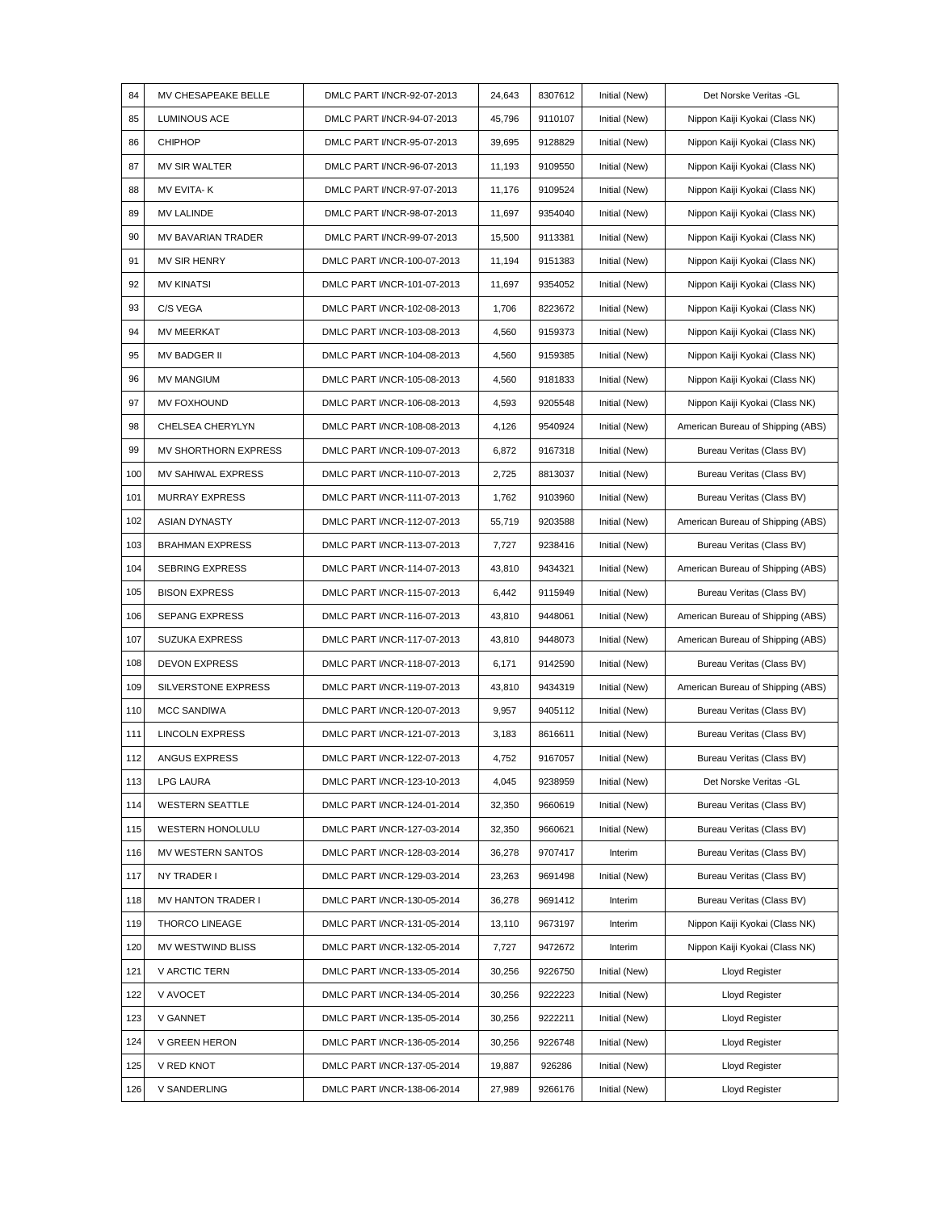| 84 | MV CHESAPEAKE BELLE | DMLC PART I/NCR-92-07-2013 | 24,643 | 8307612 | Initial (New) | Det Norske Veritas -GL |
|---|---|---|---|---|---|---|
| 85 | LUMINOUS ACE | DMLC PART I/NCR-94-07-2013 | 45,796 | 9110107 | Initial (New) | Nippon Kaiji Kyokai (Class NK) |
| 86 | CHIPHOP | DMLC PART I/NCR-95-07-2013 | 39,695 | 9128829 | Initial (New) | Nippon Kaiji Kyokai (Class NK) |
| 87 | MV SIR WALTER | DMLC PART I/NCR-96-07-2013 | 11,193 | 9109550 | Initial (New) | Nippon Kaiji Kyokai (Class NK) |
| 88 | MV EVITA- K | DMLC PART I/NCR-97-07-2013 | 11,176 | 9109524 | Initial (New) | Nippon Kaiji Kyokai (Class NK) |
| 89 | MV LALINDE | DMLC PART I/NCR-98-07-2013 | 11,697 | 9354040 | Initial (New) | Nippon Kaiji Kyokai (Class NK) |
| 90 | MV BAVARIAN TRADER | DMLC PART I/NCR-99-07-2013 | 15,500 | 9113381 | Initial (New) | Nippon Kaiji Kyokai (Class NK) |
| 91 | MV SIR HENRY | DMLC PART I/NCR-100-07-2013 | 11,194 | 9151383 | Initial (New) | Nippon Kaiji Kyokai (Class NK) |
| 92 | MV KINATSI | DMLC PART I/NCR-101-07-2013 | 11,697 | 9354052 | Initial (New) | Nippon Kaiji Kyokai (Class NK) |
| 93 | C/S VEGA | DMLC PART I/NCR-102-08-2013 | 1,706 | 8223672 | Initial (New) | Nippon Kaiji Kyokai (Class NK) |
| 94 | MV MEERKAT | DMLC PART I/NCR-103-08-2013 | 4,560 | 9159373 | Initial (New) | Nippon Kaiji Kyokai (Class NK) |
| 95 | MV BADGER II | DMLC PART I/NCR-104-08-2013 | 4,560 | 9159385 | Initial (New) | Nippon Kaiji Kyokai (Class NK) |
| 96 | MV MANGIUM | DMLC PART I/NCR-105-08-2013 | 4,560 | 9181833 | Initial (New) | Nippon Kaiji Kyokai (Class NK) |
| 97 | MV FOXHOUND | DMLC PART I/NCR-106-08-2013 | 4,593 | 9205548 | Initial (New) | Nippon Kaiji Kyokai (Class NK) |
| 98 | CHELSEA CHERYLYN | DMLC PART I/NCR-108-08-2013 | 4,126 | 9540924 | Initial (New) | American Bureau of Shipping (ABS) |
| 99 | MV SHORTHORN EXPRESS | DMLC PART I/NCR-109-07-2013 | 6,872 | 9167318 | Initial (New) | Bureau Veritas (Class BV) |
| 100 | MV SAHIWAL EXPRESS | DMLC PART I/NCR-110-07-2013 | 2,725 | 8813037 | Initial (New) | Bureau Veritas (Class BV) |
| 101 | MURRAY EXPRESS | DMLC PART I/NCR-111-07-2013 | 1,762 | 9103960 | Initial (New) | Bureau Veritas (Class BV) |
| 102 | ASIAN DYNASTY | DMLC PART I/NCR-112-07-2013 | 55,719 | 9203588 | Initial (New) | American Bureau of Shipping (ABS) |
| 103 | BRAHMAN EXPRESS | DMLC PART I/NCR-113-07-2013 | 7,727 | 9238416 | Initial (New) | Bureau Veritas (Class BV) |
| 104 | SEBRING EXPRESS | DMLC PART I/NCR-114-07-2013 | 43,810 | 9434321 | Initial (New) | American Bureau of Shipping (ABS) |
| 105 | BISON EXPRESS | DMLC PART I/NCR-115-07-2013 | 6,442 | 9115949 | Initial (New) | Bureau Veritas (Class BV) |
| 106 | SEPANG EXPRESS | DMLC PART I/NCR-116-07-2013 | 43,810 | 9448061 | Initial (New) | American Bureau of Shipping (ABS) |
| 107 | SUZUKA EXPRESS | DMLC PART I/NCR-117-07-2013 | 43,810 | 9448073 | Initial (New) | American Bureau of Shipping (ABS) |
| 108 | DEVON EXPRESS | DMLC PART I/NCR-118-07-2013 | 6,171 | 9142590 | Initial (New) | Bureau Veritas (Class BV) |
| 109 | SILVERSTONE EXPRESS | DMLC PART I/NCR-119-07-2013 | 43,810 | 9434319 | Initial (New) | American Bureau of Shipping (ABS) |
| 110 | MCC SANDIWA | DMLC PART I/NCR-120-07-2013 | 9,957 | 9405112 | Initial (New) | Bureau Veritas (Class BV) |
| 111 | LINCOLN EXPRESS | DMLC PART I/NCR-121-07-2013 | 3,183 | 8616611 | Initial (New) | Bureau Veritas (Class BV) |
| 112 | ANGUS EXPRESS | DMLC PART I/NCR-122-07-2013 | 4,752 | 9167057 | Initial (New) | Bureau Veritas (Class BV) |
| 113 | LPG LAURA | DMLC PART I/NCR-123-10-2013 | 4,045 | 9238959 | Initial (New) | Det Norske Veritas -GL |
| 114 | WESTERN SEATTLE | DMLC PART I/NCR-124-01-2014 | 32,350 | 9660619 | Initial (New) | Bureau Veritas (Class BV) |
| 115 | WESTERN HONOLULU | DMLC PART I/NCR-127-03-2014 | 32,350 | 9660621 | Initial (New) | Bureau Veritas (Class BV) |
| 116 | MV WESTERN SANTOS | DMLC PART I/NCR-128-03-2014 | 36,278 | 9707417 | Interim | Bureau Veritas (Class BV) |
| 117 | NY TRADER I | DMLC PART I/NCR-129-03-2014 | 23,263 | 9691498 | Initial (New) | Bureau Veritas (Class BV) |
| 118 | MV HANTON TRADER I | DMLC PART I/NCR-130-05-2014 | 36,278 | 9691412 | Interim | Bureau Veritas (Class BV) |
| 119 | THORCO LINEAGE | DMLC PART I/NCR-131-05-2014 | 13,110 | 9673197 | Interim | Nippon Kaiji Kyokai (Class NK) |
| 120 | MV WESTWIND BLISS | DMLC PART I/NCR-132-05-2014 | 7,727 | 9472672 | Interim | Nippon Kaiji Kyokai (Class NK) |
| 121 | V ARCTIC TERN | DMLC PART I/NCR-133-05-2014 | 30,256 | 9226750 | Initial (New) | Lloyd Register |
| 122 | V AVOCET | DMLC PART I/NCR-134-05-2014 | 30,256 | 9222223 | Initial (New) | Lloyd Register |
| 123 | V GANNET | DMLC PART I/NCR-135-05-2014 | 30,256 | 9222211 | Initial (New) | Lloyd Register |
| 124 | V GREEN HERON | DMLC PART I/NCR-136-05-2014 | 30,256 | 9226748 | Initial (New) | Lloyd Register |
| 125 | V RED KNOT | DMLC PART I/NCR-137-05-2014 | 19,887 | 926286 | Initial (New) | Lloyd Register |
| 126 | V SANDERLING | DMLC PART I/NCR-138-06-2014 | 27,989 | 9266176 | Initial (New) | Lloyd Register |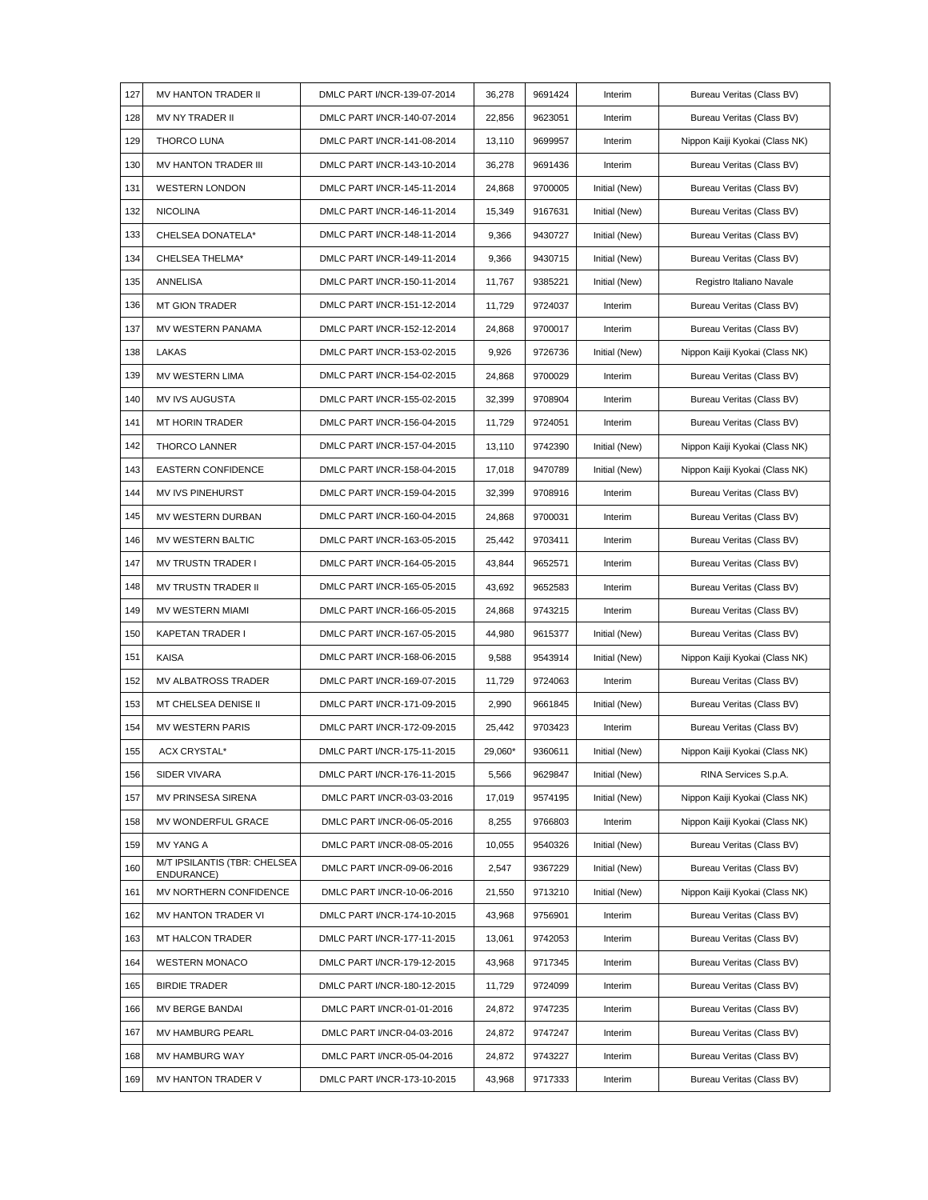| 127 | MV HANTON TRADER II | DMLC PART I/NCR-139-07-2014 | 36,278 | 9691424 | Interim | Bureau Veritas (Class BV) |
|---|---|---|---|---|---|---|
| 128 | MV NY TRADER II | DMLC PART I/NCR-140-07-2014 | 22,856 | 9623051 | Interim | Bureau Veritas (Class BV) |
| 129 | THORCO LUNA | DMLC PART I/NCR-141-08-2014 | 13,110 | 9699957 | Interim | Nippon Kaiji Kyokai (Class NK) |
| 130 | MV HANTON TRADER III | DMLC PART I/NCR-143-10-2014 | 36,278 | 9691436 | Interim | Bureau Veritas (Class BV) |
| 131 | WESTERN LONDON | DMLC PART I/NCR-145-11-2014 | 24,868 | 9700005 | Initial (New) | Bureau Veritas (Class BV) |
| 132 | NICOLINA | DMLC PART I/NCR-146-11-2014 | 15,349 | 9167631 | Initial (New) | Bureau Veritas (Class BV) |
| 133 | CHELSEA DONATELA* | DMLC PART I/NCR-148-11-2014 | 9,366 | 9430727 | Initial (New) | Bureau Veritas (Class BV) |
| 134 | CHELSEA THELMA* | DMLC PART I/NCR-149-11-2014 | 9,366 | 9430715 | Initial (New) | Bureau Veritas (Class BV) |
| 135 | ANNELISA | DMLC PART I/NCR-150-11-2014 | 11,767 | 9385221 | Initial (New) | Registro Italiano Navale |
| 136 | MT GION TRADER | DMLC PART I/NCR-151-12-2014 | 11,729 | 9724037 | Interim | Bureau Veritas (Class BV) |
| 137 | MV WESTERN PANAMA | DMLC PART I/NCR-152-12-2014 | 24,868 | 9700017 | Interim | Bureau Veritas (Class BV) |
| 138 | LAKAS | DMLC PART I/NCR-153-02-2015 | 9,926 | 9726736 | Initial (New) | Nippon Kaiji Kyokai (Class NK) |
| 139 | MV WESTERN LIMA | DMLC PART I/NCR-154-02-2015 | 24,868 | 9700029 | Interim | Bureau Veritas (Class BV) |
| 140 | MV IVS AUGUSTA | DMLC PART I/NCR-155-02-2015 | 32,399 | 9708904 | Interim | Bureau Veritas (Class BV) |
| 141 | MT HORIN TRADER | DMLC PART I/NCR-156-04-2015 | 11,729 | 9724051 | Interim | Bureau Veritas (Class BV) |
| 142 | THORCO LANNER | DMLC PART I/NCR-157-04-2015 | 13,110 | 9742390 | Initial (New) | Nippon Kaiji Kyokai (Class NK) |
| 143 | EASTERN CONFIDENCE | DMLC PART I/NCR-158-04-2015 | 17,018 | 9470789 | Initial (New) | Nippon Kaiji Kyokai (Class NK) |
| 144 | MV IVS PINEHURST | DMLC PART I/NCR-159-04-2015 | 32,399 | 9708916 | Interim | Bureau Veritas (Class BV) |
| 145 | MV WESTERN DURBAN | DMLC PART I/NCR-160-04-2015 | 24,868 | 9700031 | Interim | Bureau Veritas (Class BV) |
| 146 | MV WESTERN BALTIC | DMLC PART I/NCR-163-05-2015 | 25,442 | 9703411 | Interim | Bureau Veritas (Class BV) |
| 147 | MV TRUSTN TRADER I | DMLC PART I/NCR-164-05-2015 | 43,844 | 9652571 | Interim | Bureau Veritas (Class BV) |
| 148 | MV TRUSTN TRADER II | DMLC PART I/NCR-165-05-2015 | 43,692 | 9652583 | Interim | Bureau Veritas (Class BV) |
| 149 | MV WESTERN MIAMI | DMLC PART I/NCR-166-05-2015 | 24,868 | 9743215 | Interim | Bureau Veritas (Class BV) |
| 150 | KAPETAN TRADER I | DMLC PART I/NCR-167-05-2015 | 44,980 | 9615377 | Initial (New) | Bureau Veritas (Class BV) |
| 151 | KAISA | DMLC PART I/NCR-168-06-2015 | 9,588 | 9543914 | Initial (New) | Nippon Kaiji Kyokai (Class NK) |
| 152 | MV ALBATROSS TRADER | DMLC PART I/NCR-169-07-2015 | 11,729 | 9724063 | Interim | Bureau Veritas (Class BV) |
| 153 | MT CHELSEA DENISE II | DMLC PART I/NCR-171-09-2015 | 2,990 | 9661845 | Initial (New) | Bureau Veritas (Class BV) |
| 154 | MV WESTERN PARIS | DMLC PART I/NCR-172-09-2015 | 25,442 | 9703423 | Interim | Bureau Veritas (Class BV) |
| 155 | ACX CRYSTAL* | DMLC PART I/NCR-175-11-2015 | 29,060* | 9360611 | Initial (New) | Nippon Kaiji Kyokai (Class NK) |
| 156 | SIDER VIVARA | DMLC PART I/NCR-176-11-2015 | 5,566 | 9629847 | Initial (New) | RINA Services S.p.A. |
| 157 | MV PRINSESA SIRENA | DMLC PART I/NCR-03-03-2016 | 17,019 | 9574195 | Initial (New) | Nippon Kaiji Kyokai (Class NK) |
| 158 | MV WONDERFUL GRACE | DMLC PART I/NCR-06-05-2016 | 8,255 | 9766803 | Interim | Nippon Kaiji Kyokai (Class NK) |
| 159 | MV YANG A | DMLC PART I/NCR-08-05-2016 | 10,055 | 9540326 | Initial (New) | Bureau Veritas (Class BV) |
| 160 | M/T IPSILANTIS (TBR: CHELSEA ENDURANCE) | DMLC PART I/NCR-09-06-2016 | 2,547 | 9367229 | Initial (New) | Bureau Veritas (Class BV) |
| 161 | MV NORTHERN CONFIDENCE | DMLC PART I/NCR-10-06-2016 | 21,550 | 9713210 | Initial (New) | Nippon Kaiji Kyokai (Class NK) |
| 162 | MV HANTON TRADER VI | DMLC PART I/NCR-174-10-2015 | 43,968 | 9756901 | Interim | Bureau Veritas (Class BV) |
| 163 | MT HALCON TRADER | DMLC PART I/NCR-177-11-2015 | 13,061 | 9742053 | Interim | Bureau Veritas (Class BV) |
| 164 | WESTERN MONACO | DMLC PART I/NCR-179-12-2015 | 43,968 | 9717345 | Interim | Bureau Veritas (Class BV) |
| 165 | BIRDIE TRADER | DMLC PART I/NCR-180-12-2015 | 11,729 | 9724099 | Interim | Bureau Veritas (Class BV) |
| 166 | MV BERGE BANDAI | DMLC PART I/NCR-01-01-2016 | 24,872 | 9747235 | Interim | Bureau Veritas (Class BV) |
| 167 | MV HAMBURG PEARL | DMLC PART I/NCR-04-03-2016 | 24,872 | 9747247 | Interim | Bureau Veritas (Class BV) |
| 168 | MV HAMBURG WAY | DMLC PART I/NCR-05-04-2016 | 24,872 | 9743227 | Interim | Bureau Veritas (Class BV) |
| 169 | MV HANTON TRADER V | DMLC PART I/NCR-173-10-2015 | 43,968 | 9717333 | Interim | Bureau Veritas (Class BV) |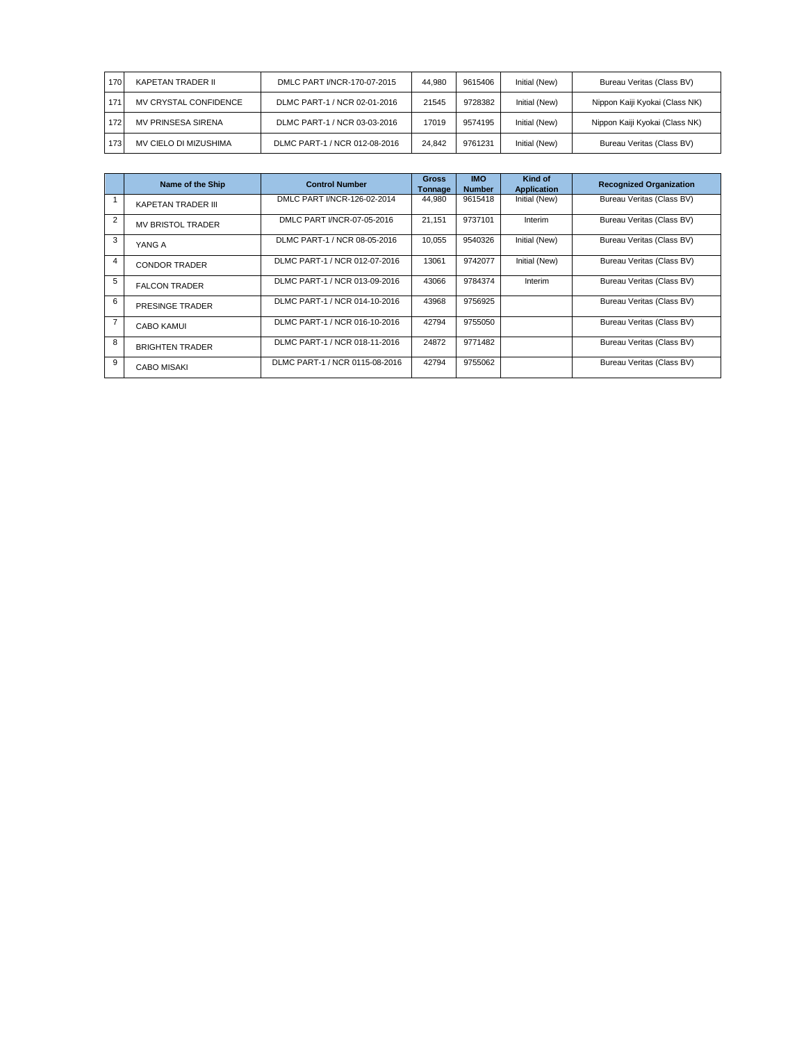| | | | | | | |
|---|---|---|---|---|---|---|
| 170 | KAPETAN TRADER II | DMLC PART I/NCR-170-07-2015 | 44,980 | 9615406 | Initial (New) | Bureau Veritas (Class BV) |
| 171 | MV CRYSTAL CONFIDENCE | DLMC PART-1 / NCR 02-01-2016 | 21545 | 9728382 | Initial (New) | Nippon Kaiji Kyokai (Class NK) |
| 172 | MV PRINSESA SIRENA | DLMC PART-1 / NCR 03-03-2016 | 17019 | 9574195 | Initial (New) | Nippon Kaiji Kyokai (Class NK) |
| 173 | MV CIELO DI MIZUSHIMA | DLMC PART-1 / NCR 012-08-2016 | 24,842 | 9761231 | Initial (New) | Bureau Veritas (Class BV) |

| | Name of the Ship | Control Number | Gross Tonnage | IMO Number | Kind of Application | Recognized Organization |
|---|---|---|---|---|---|---|
| 1 | KAPETAN TRADER III | DMLC PART I/NCR-126-02-2014 | 44,980 | 9615418 | Initial (New) | Bureau Veritas (Class BV) |
| 2 | MV BRISTOL TRADER | DMLC PART I/NCR-07-05-2016 | 21,151 | 9737101 | Interim | Bureau Veritas (Class BV) |
| 3 | YANG A | DLMC PART-1 / NCR 08-05-2016 | 10,055 | 9540326 | Initial (New) | Bureau Veritas (Class BV) |
| 4 | CONDOR TRADER | DLMC PART-1 / NCR 012-07-2016 | 13061 | 9742077 | Initial (New) | Bureau Veritas (Class BV) |
| 5 | FALCON TRADER | DLMC PART-1 / NCR 013-09-2016 | 43066 | 9784374 | Interim | Bureau Veritas (Class BV) |
| 6 | PRESINGE TRADER | DLMC PART-1 / NCR 014-10-2016 | 43968 | 9756925 | | Bureau Veritas (Class BV) |
| 7 | CABO KAMUI | DLMC PART-1 / NCR 016-10-2016 | 42794 | 9755050 | | Bureau Veritas (Class BV) |
| 8 | BRIGHTEN TRADER | DLMC PART-1 / NCR 018-11-2016 | 24872 | 9771482 | | Bureau Veritas (Class BV) |
| 9 | CABO MISAKI | DLMC PART-1 / NCR 0115-08-2016 | 42794 | 9755062 | | Bureau Veritas (Class BV) |